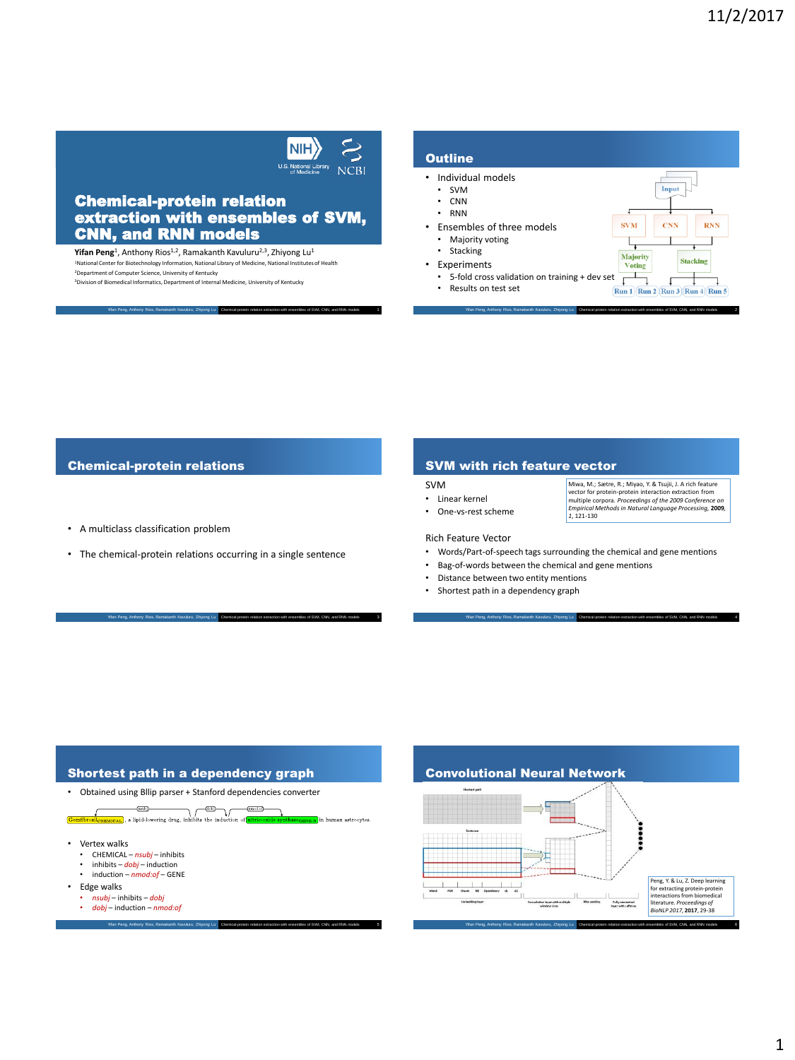## Chemical-protein relation extraction with ensembles of SVM, CNN, and RNN models

**Yifan Peng**[1], Anthony Rios[1,2], Ramakanth Kavuluru[2,3], Zhiyong Lu[1]

[1]National Center for Biotechnology Information, National Library of Medicine, National Institutes of Health
[2]Department of Computer Science, University of Kentucky
[3]Division of Biomedical Informatics, Department of Internal Medicine, University of Kentucky

## Outline

- Individual models
  - SVM
  - CNN
  - RNN
- Ensembles of three models
  - Majority voting
  - Stacking
- Experiments
  - 5-fold cross validation on training + dev set
  - Results on test set

Input → SVM, CNN, RNN → Majority Voting, Stacking → Run 1, Run 2, Run 3, Run 4, Run 5

## Chemical-protein relations

- A multiclass classification problem
- The chemical-protein relations occurring in a single sentence

## SVM with rich feature vector

SVM

- Linear kernel
- One-vs-rest scheme

Miwa, M.; Sætre, R.; Miyao, Y. & Tsujii, J. A rich feature vector for protein-protein interaction extraction from multiple corpora. *Proceedings of the 2009 Conference on Empirical Methods in Natural Language Processing*, **2009**, *1*, 121-130

Rich Feature Vector

- Words/Part-of-speech tags surrounding the chemical and gene mentions
- Bag-of-words between the chemical and gene mentions
- Distance between two entity mentions
- Shortest path in a dependency graph

## Shortest path in a dependency graph

- Obtained using Bllip parser + Stanford dependencies converter

Gemfibrozil CHEMICAL , a lipid-lowering drug, inhibits the induction of nitric-oxide synthase GENE-N in human astrocytes.

- Vertex walks
  - CHEMICAL – *nsubj* – inhibits
  - inhibits – *dobj* – induction
  - induction – *nmod:of* – GENE
- Edge walks
  - *nsubj* – inhibits – *dobj*
  - *dobj* – induction – *nmod:of*

## Convolutional Neural Network

Peng, Y. & Lu, Z. Deep learning for extracting protein-protein interactions from biomedical literature. *Proceedings of BioNLP 2017*, **2017**, 29-38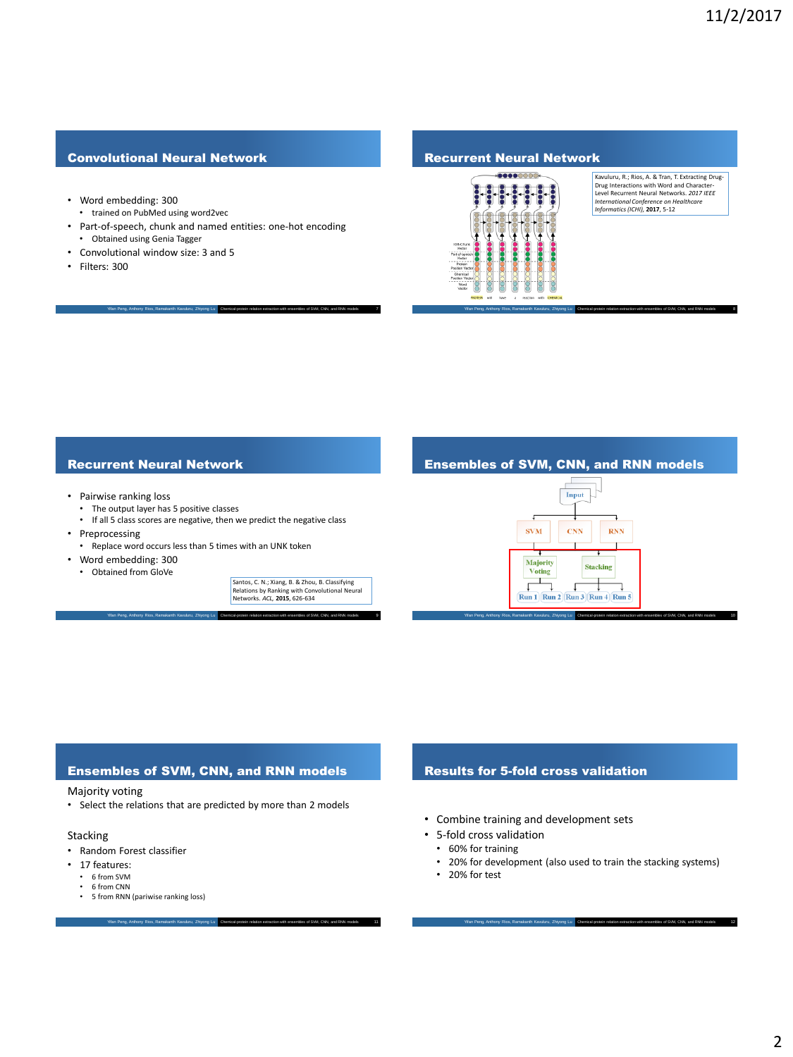## Convolutional Neural Network

- Word embedding: 300
  - trained on PubMed using word2vec
- Part-of-speech, chunk and named entities: one-hot encoding
  - Obtained using Genia Tagger
- Convolutional window size: 3 and 5
- Filters: 300

## Recurrent Neural Network

Kavuluru, R.; Rios, A. & Tran, T. Extracting Drug-Drug Interactions with Word and Character-Level Recurrent Neural Networks. *2017 IEEE International Conference on Healthcare Informatics (ICHI)*, **2017**, 5-12

## Recurrent Neural Network

- Pairwise ranking loss
  - The output layer has 5 positive classes
  - If all 5 class scores are negative, then we predict the negative class
- Preprocessing
  - Replace word occurs less than 5 times with an UNK token
- Word embedding: 300
  - Obtained from GloVe

Santos, C. N.; Xiang, B. & Zhou, B. Classifying Relations by Ranking with Convolutional Neural Networks. *ACL*, **2015**, 626-634

## Ensembles of SVM, CNN, and RNN models

Input → SVM, CNN, RNN → Majority Voting, Stacking → Run 1, Run 2, Run 3, Run 4, Run 5

## Ensembles of SVM, CNN, and RNN models

Majority voting

- Select the relations that are predicted by more than 2 models

Stacking

- Random Forest classifier
- 17 features:
  - 6 from SVM
  - 6 from CNN
  - 5 from RNN (pariwise ranking loss)

## Results for 5-fold cross validation

- Combine training and development sets
- 5-fold cross validation
  - 60% for training
  - 20% for development (also used to train the stacking systems)
  - 20% for test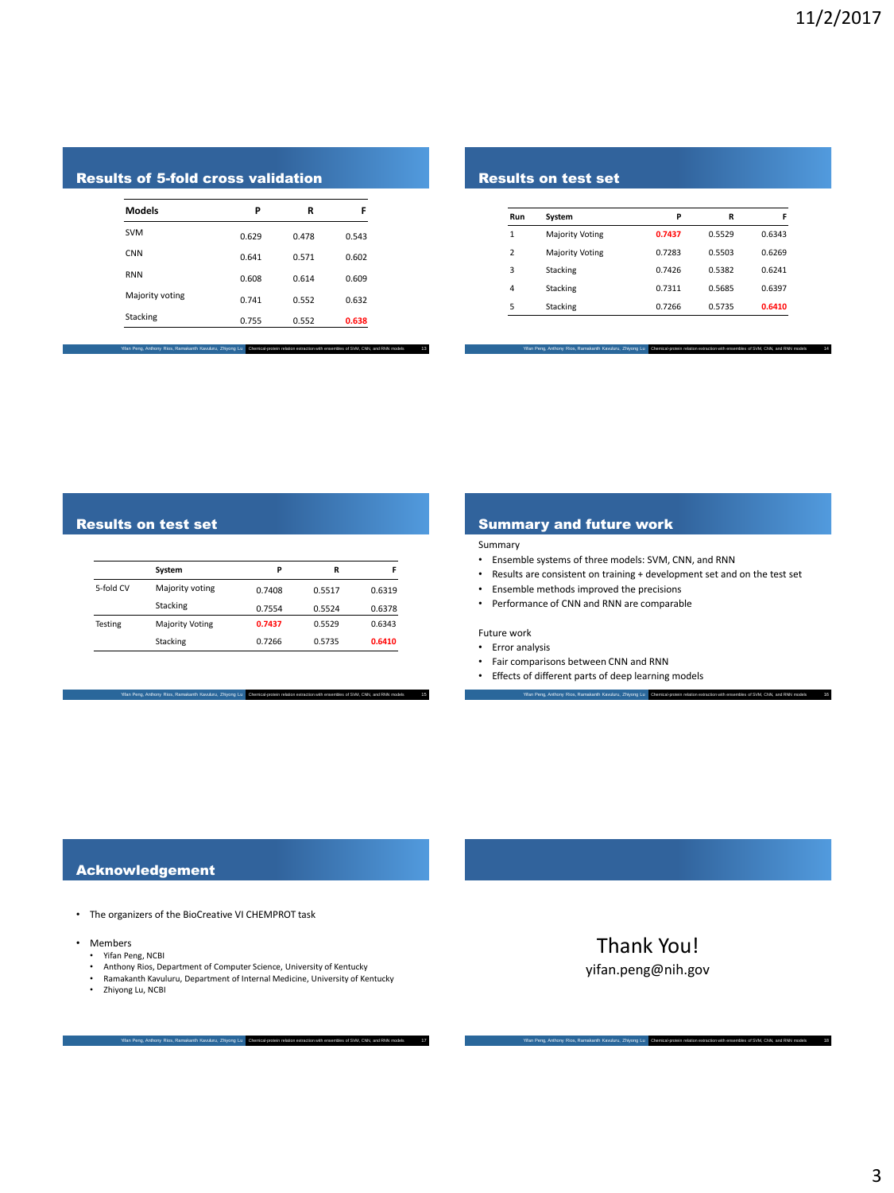## Results of 5-fold cross validation

| Models | P | R | F |
|---|---|---|---|
| SVM | 0.629 | 0.478 | 0.543 |
| CNN | 0.641 | 0.571 | 0.602 |
| RNN | 0.608 | 0.614 | 0.609 |
| Majority voting | 0.741 | 0.552 | 0.632 |
| Stacking | 0.755 | 0.552 | **0.638** |

## Results on test set

| Run | System | P | R | F |
|---|---|---|---|---|
| 1 | Majority Voting | **0.7437** | 0.5529 | 0.6343 |
| 2 | Majority Voting | 0.7283 | 0.5503 | 0.6269 |
| 3 | Stacking | 0.7426 | 0.5382 | 0.6241 |
| 4 | Stacking | 0.7311 | 0.5685 | 0.6397 |
| 5 | Stacking | 0.7266 | 0.5735 | **0.6410** |

## Results on test set

| | System | P | R | F |
|---|---|---|---|---|
| 5-fold CV | Majority voting | 0.7408 | 0.5517 | 0.6319 |
| | Stacking | 0.7554 | 0.5524 | 0.6378 |
| Testing | Majority Voting | **0.7437** | 0.5529 | 0.6343 |
| | Stacking | 0.7266 | 0.5735 | **0.6410** |

## Summary and future work

Summary

- Ensemble systems of three models: SVM, CNN, and RNN
- Results are consistent on training + development set and on the test set
- Ensemble methods improved the precisions
- Performance of CNN and RNN are comparable

Future work

- Error analysis
- Fair comparisons between CNN and RNN
- Effects of different parts of deep learning models

## Acknowledgement

- The organizers of the BioCreative VI CHEMPROT task
- Members
  - Yifan Peng, NCBI
  - Anthony Rios, Department of Computer Science, University of Kentucky
  - Ramakanth Kavuluru, Department of Internal Medicine, University of Kentucky
  - Zhiyong Lu, NCBI

Thank You!

yifan.peng@nih.gov